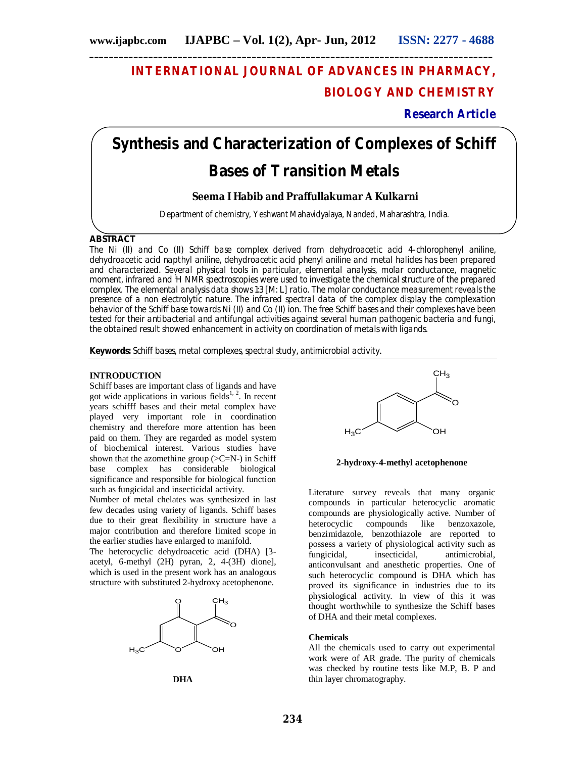# INTERNATIONAL JOURNAL OF ADVANCES IN PHARMACY, BIOLOGY AND CHEMISTRY

**Research Article**

# Synthesis and Characterization of Complexes of Schiff Bases of Transition Metals

**Seema I Habib and Praffullakumar A Kulkarni**

Department of chemistry, Yeshwant Mahavidyalaya, Nanded, Maharashtra, India.

## ABSTRACT

The Ni (II) and Co (II) Schiff base complex derived from dehydroacetic acid 4-chlorophenyl aniline, dehydroacetic acid napthyl aniline, dehydroacetic acid phenyl aniline and metal halides has been prepared and characterized. Several physical tools in particular, elemental analysis, molar conductance, magnetic moment, infrared and $^{1}$H NMR spectroscopies were used to investigate the chemical structure of the prepared complex. The elemental analysis data shows 1:3 [M: L] ratio. The molar conductance measurement reveals the presence of a non electrolytic nature. The infrared spectral data of the complex display the complexation behavior of the Schiff base towards Ni (II) and Co (II) ion. The free Schiff bases and their complexes have been tested for their antibacterial and antifungal activities against several human pathogenic bacteria and fungi, the obtained result showed enhancement in activity on coordination of metals with ligands.

**Keywords:** Schiff bases, metal complexes, spectral study, antimicrobial activity.

## INTRODUCTION

Schiff bases are important class of ligands and have got wide applications in various fields[1, 2]. In recent years schifff bases and their metal complex have played very important role in coordination chemistry and therefore more attention has been paid on them. They are regarded as model system of biochemical interest. Various studies have shown that the azomethine group (>C=N-) in Schiff base complex has considerable biological significance and responsible for biological function such as fungicidal and insecticidal activity.

Number of metal chelates was synthesized in last few decades using variety of ligands. Schiff bases due to their great flexibility in structure have a major contribution and therefore limited scope in the earlier studies have enlarged to manifold.

The heterocyclic dehydroacetic acid (DHA) [3-acetyl, 6-methyl (2H) pyran, 2, 4-(3H) dione], which is used in the present work has an analogous structure with substituted 2-hydroxy acetophenone.

**DHA**

**2-hydroxy-4-methyl acetophenone**

Literature survey reveals that many organic compounds in particular heterocyclic aromatic compounds are physiologically active. Number of heterocyclic compounds like benzoxazole, benzimidazole, benzothiazole are reported to possess a variety of physiological activity such as fungicidal, insecticidal, antimicrobial, anticonvulsant and anesthetic properties. One of such heterocyclic compound is DHA which has proved its significance in industries due to its physiological activity. In view of this it was thought worthwhile to synthesize the Schiff bases of DHA and their metal complexes.

### Chemicals

All the chemicals used to carry out experimental work were of AR grade. The purity of chemicals was checked by routine tests like M.P, B. P and thin layer chromatography.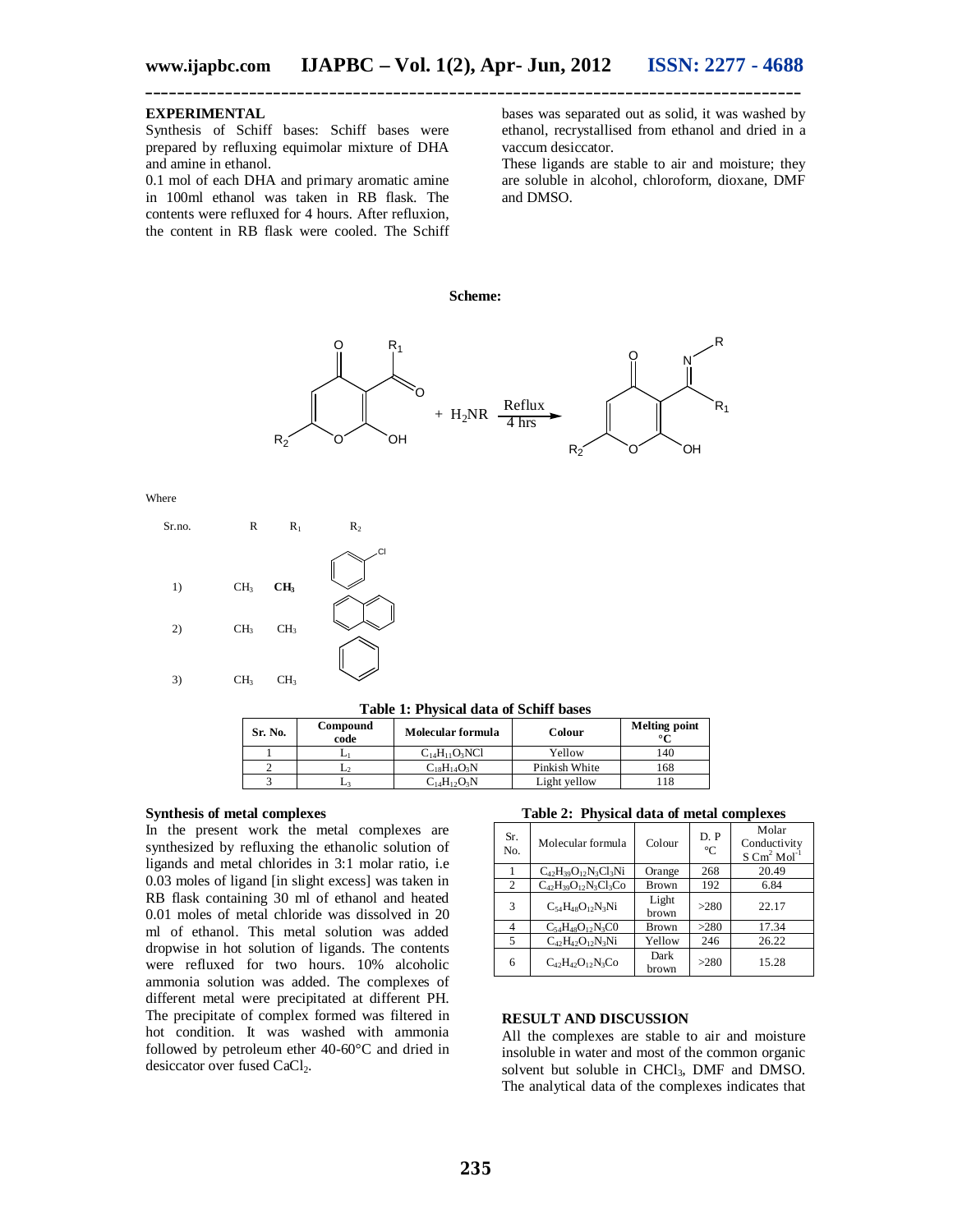## EXPERIMENTAL

Synthesis of Schiff bases: Schiff bases were prepared by refluxing equimolar mixture of DHA and amine in ethanol.

0.1 mol of each DHA and primary aromatic amine in 100ml ethanol was taken in RB flask. The contents were refluxed for 4 hours. After refluxion, the content in RB flask were cooled. The Schiff bases was separated out as solid, it was washed by ethanol, recrystallised from ethanol and dried in a vaccum desiccator.

These ligands are stable to air and moisture; they are soluble in alcohol, chloroform, dioxane, DMF and DMSO.

**Scheme:**

DHA (R$_1$, R$_2$) + $H_2NR$ —Reflux, 4 hrs→ Schiff base

Where

| Sr.no. | R | R$_1$ | R$_2$ |
|---|---|---|---|
| 1) | $CH_3$ | **$CH_3$** | chlorophenyl |
| 2) | $CH_3$ | $CH_3$ | naphthyl |
| 3) | $CH_3$ | $CH_3$ | phenyl |

**Table 1: Physical data of Schiff bases**

| Sr. No. | Compound code | Molecular formula | Colour | Melting point °C |
|---|---|---|---|---|
| 1 | $L_1$ | $C_{14}H_{11}O_3NCl$ | Yellow | 140 |
| 2 | $L_2$ | $C_{18}H_{14}O_3N$ | Pinkish White | 168 |
| 3 | $L_3$ | $C_{14}H_{12}O_3N$ | Light yellow | 118 |

### Synthesis of metal complexes

In the present work the metal complexes are synthesized by refluxing the ethanolic solution of ligands and metal chlorides in 3:1 molar ratio, i.e 0.03 moles of ligand [in slight excess] was taken in RB flask containing 30 ml of ethanol and heated 0.01 moles of metal chloride was dissolved in 20 ml of ethanol. This metal solution was added dropwise in hot solution of ligands. The contents were refluxed for two hours. 10% alcoholic ammonia solution was added. The complexes of different metal were precipitated at different PH. The precipitate of complex formed was filtered in hot condition. It was washed with ammonia followed by petroleum ether 40-60°C and dried in desiccator over fused $CaCl_2$.

**Table 2: Physical data of metal complexes**

| Sr. No. | Molecular formula | Colour | D. P °C | Molar Conductivity S $Cm^2$ $Mol^{-1}$ |
|---|---|---|---|---|
| 1 | $C_{42}H_{39}O_{12}N_3Cl_3Ni$ | Orange | 268 | 20.49 |
| 2 | $C_{42}H_{39}O_{12}N_3Cl_3Co$ | Brown | 192 | 6.84 |
| 3 | $C_{54}H_{48}O_{12}N_3Ni$ | Light brown | >280 | 22.17 |
| 4 | $C_{54}H_{48}O_{12}N_3C0$ | Brown | >280 | 17.34 |
| 5 | $C_{42}H_{42}O_{12}N_3Ni$ | Yellow | 246 | 26.22 |
| 6 | $C_{42}H_{42}O_{12}N_3Co$ | Dark brown | >280 | 15.28 |

## RESULT AND DISCUSSION

All the complexes are stable to air and moisture insoluble in water and most of the common organic solvent but soluble in $CHCl_3$, DMF and DMSO. The analytical data of the complexes indicates that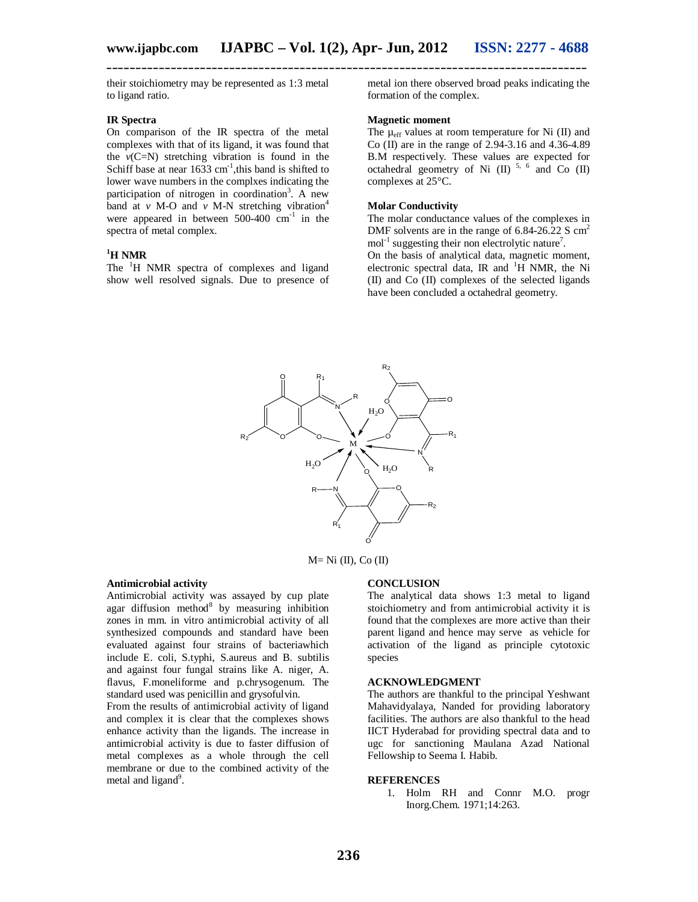their stoichiometry may be represented as 1:3 metal to ligand ratio.

### IR Spectra

On comparison of the IR spectra of the metal complexes with that of its ligand, it was found that the $\nu$(C=N) stretching vibration is found in the Schiff base at near 1633 $cm^{-1}$,this band is shifted to lower wave numbers in the complxes indicating the participation of nitrogen in coordination[3]. A new band at $\nu$ M-O and $\nu$ M-N stretching vibration[4] were appeared in between 500-400 $cm^{-1}$ in the spectra of metal complex.

### $^{1}$H NMR

The $^{1}$H NMR spectra of complexes and ligand show well resolved signals. Due to presence of metal ion there observed broad peaks indicating the formation of the complex.

### Magnetic moment

The $\mu_{eff}$ values at room temperature for Ni (II) and Co (II) are in the range of 2.94-3.16 and 4.36-4.89 B.M respectively. These values are expected for octahedral geometry of Ni (II) [5, 6] and Co (II) complexes at 25°C.

### Molar Conductivity

The molar conductance values of the complexes in DMF solvents are in the range of 6.84-26.22 S $cm^2$ $mol^{-1}$ suggesting their non electrolytic nature[7].

On the basis of analytical data, magnetic moment, electronic spectral data, IR and $^{1}$H NMR, the Ni (II) and Co (II) complexes of the selected ligands have been concluded a octahedral geometry.

M= Ni (II), Co (II)

### Antimicrobial activity

Antimicrobial activity was assayed by cup plate agar diffusion method[8] by measuring inhibition zones in mm. in vitro antimicrobial activity of all synthesized compounds and standard have been evaluated against four strains of bacteriawhich include E. coli, S.typhi, S.aureus and B. subtilis and against four fungal strains like A. niger, A. flavus, F.moneliforme and p.chrysogenum. The standard used was penicillin and grysofulvin.

From the results of antimicrobial activity of ligand and complex it is clear that the complexes shows enhance activity than the ligands. The increase in antimicrobial activity is due to faster diffusion of metal complexes as a whole through the cell membrane or due to the combined activity of the metal and ligand[9].

## CONCLUSION

The analytical data shows 1:3 metal to ligand stoichiometry and from antimicrobial activity it is found that the complexes are more active than their parent ligand and hence may serve as vehicle for activation of the ligand as principle cytotoxic species

## ACKNOWLEDGMENT

The authors are thankful to the principal Yeshwant Mahavidyalaya, Nanded for providing laboratory facilities. The authors are also thankful to the head IICT Hyderabad for providing spectral data and to ugc for sanctioning Maulana Azad National Fellowship to Seema I. Habib.

## REFERENCES

1. Holm RH and Connr M.O. progr Inorg.Chem. 1971;14:263.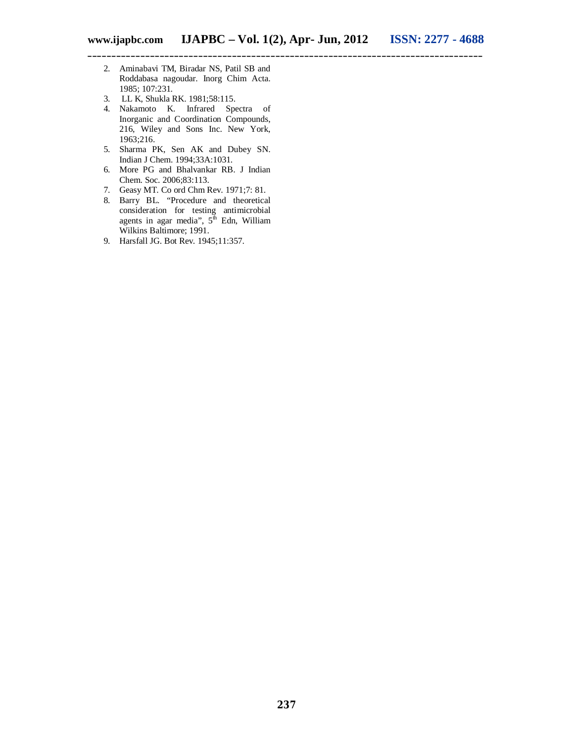2. Aminabavi TM, Biradar NS, Patil SB and Roddabasa nagoudar. Inorg Chim Acta. 1985; 107:231.
3. LL K, Shukla RK. 1981;58:115.
4. Nakamoto K. Infrared Spectra of Inorganic and Coordination Compounds, 216, Wiley and Sons Inc. New York, 1963;216.
5. Sharma PK, Sen AK and Dubey SN. Indian J Chem. 1994;33A:1031.
6. More PG and Bhalvankar RB. J Indian Chem. Soc. 2006;83:113.
7. Geasy MT. Co ord Chm Rev. 1971;7: 81.
8. Barry BL. "Procedure and theoretical consideration for testing antimicrobial agents in agar media", 5th Edn, William Wilkins Baltimore; 1991.
9. Harsfall JG. Bot Rev. 1945;11:357.